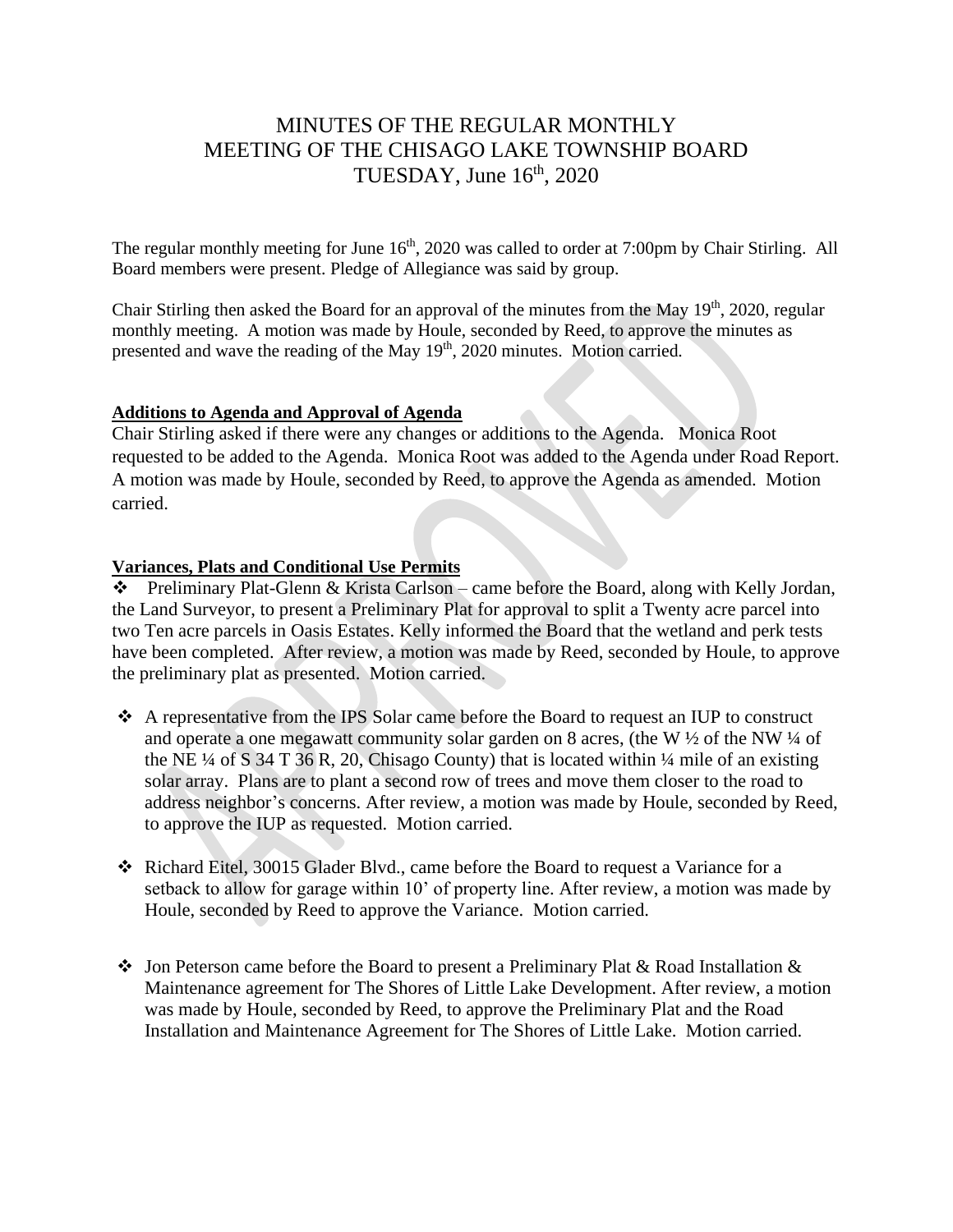# MINUTES OF THE REGULAR MONTHLY MEETING OF THE CHISAGO LAKE TOWNSHIP BOARD TUESDAY, June 16th, 2020

The regular monthly meeting for June 16th, 2020 was called to order at 7:00pm by Chair Stirling. All Board members were present. Pledge of Allegiance was said by group.

Chair Stirling then asked the Board for an approval of the minutes from the May 19th, 2020, regular monthly meeting. A motion was made by Houle, seconded by Reed, to approve the minutes as presented and wave the reading of the May 19th, 2020 minutes. Motion carried.

**Additions to Agenda and Approval of Agenda**

Chair Stirling asked if there were any changes or additions to the Agenda. Monica Root requested to be added to the Agenda. Monica Root was added to the Agenda under Road Report. A motion was made by Houle, seconded by Reed, to approve the Agenda as amended. Motion carried.

**Variances, Plats and Conditional Use Permits**

- Preliminary Plat-Glenn & Krista Carlson – came before the Board, along with Kelly Jordan, the Land Surveyor, to present a Preliminary Plat for approval to split a Twenty acre parcel into two Ten acre parcels in Oasis Estates. Kelly informed the Board that the wetland and perk tests have been completed. After review, a motion was made by Reed, seconded by Houle, to approve the preliminary plat as presented. Motion carried.

- A representative from the IPS Solar came before the Board to request an IUP to construct and operate a one megawatt community solar garden on 8 acres, (the W ½ of the NW ¼ of the NE ¼ of S 34 T 36 R, 20, Chisago County) that is located within ¼ mile of an existing solar array. Plans are to plant a second row of trees and move them closer to the road to address neighbor's concerns. After review, a motion was made by Houle, seconded by Reed, to approve the IUP as requested. Motion carried.

- Richard Eitel, 30015 Glader Blvd., came before the Board to request a Variance for a setback to allow for garage within 10' of property line. After review, a motion was made by Houle, seconded by Reed to approve the Variance. Motion carried.

- Jon Peterson came before the Board to present a Preliminary Plat & Road Installation & Maintenance agreement for The Shores of Little Lake Development. After review, a motion was made by Houle, seconded by Reed, to approve the Preliminary Plat and the Road Installation and Maintenance Agreement for The Shores of Little Lake. Motion carried.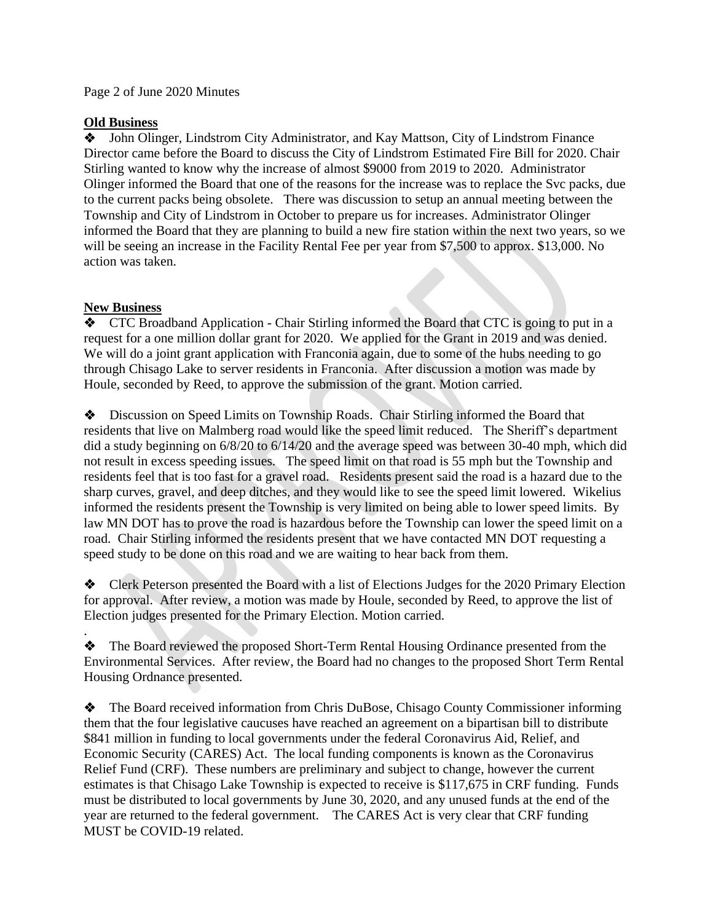Page 2 of June 2020 Minutes

**Old Business**

❖ John Olinger, Lindstrom City Administrator, and Kay Mattson, City of Lindstrom Finance Director came before the Board to discuss the City of Lindstrom Estimated Fire Bill for 2020. Chair Stirling wanted to know why the increase of almost $9000 from 2019 to 2020. Administrator Olinger informed the Board that one of the reasons for the increase was to replace the Svc packs, due to the current packs being obsolete. There was discussion to setup an annual meeting between the Township and City of Lindstrom in October to prepare us for increases. Administrator Olinger informed the Board that they are planning to build a new fire station within the next two years, so we will be seeing an increase in the Facility Rental Fee per year from $7,500 to approx. $13,000. No action was taken.

**New Business**

❖ CTC Broadband Application - Chair Stirling informed the Board that CTC is going to put in a request for a one million dollar grant for 2020. We applied for the Grant in 2019 and was denied. We will do a joint grant application with Franconia again, due to some of the hubs needing to go through Chisago Lake to server residents in Franconia. After discussion a motion was made by Houle, seconded by Reed, to approve the submission of the grant. Motion carried.

❖ Discussion on Speed Limits on Township Roads. Chair Stirling informed the Board that residents that live on Malmberg road would like the speed limit reduced. The Sheriff's department did a study beginning on 6/8/20 to 6/14/20 and the average speed was between 30-40 mph, which did not result in excess speeding issues. The speed limit on that road is 55 mph but the Township and residents feel that is too fast for a gravel road. Residents present said the road is a hazard due to the sharp curves, gravel, and deep ditches, and they would like to see the speed limit lowered. Wikelius informed the residents present the Township is very limited on being able to lower speed limits. By law MN DOT has to prove the road is hazardous before the Township can lower the speed limit on a road. Chair Stirling informed the residents present that we have contacted MN DOT requesting a speed study to be done on this road and we are waiting to hear back from them.

❖ Clerk Peterson presented the Board with a list of Elections Judges for the 2020 Primary Election for approval. After review, a motion was made by Houle, seconded by Reed, to approve the list of Election judges presented for the Primary Election. Motion carried.

.

❖ The Board reviewed the proposed Short-Term Rental Housing Ordinance presented from the Environmental Services. After review, the Board had no changes to the proposed Short Term Rental Housing Ordnance presented.

❖ The Board received information from Chris DuBose, Chisago County Commissioner informing them that the four legislative caucuses have reached an agreement on a bipartisan bill to distribute $841 million in funding to local governments under the federal Coronavirus Aid, Relief, and Economic Security (CARES) Act. The local funding components is known as the Coronavirus Relief Fund (CRF). These numbers are preliminary and subject to change, however the current estimates is that Chisago Lake Township is expected to receive is $117,675 in CRF funding. Funds must be distributed to local governments by June 30, 2020, and any unused funds at the end of the year are returned to the federal government. The CARES Act is very clear that CRF funding MUST be COVID-19 related.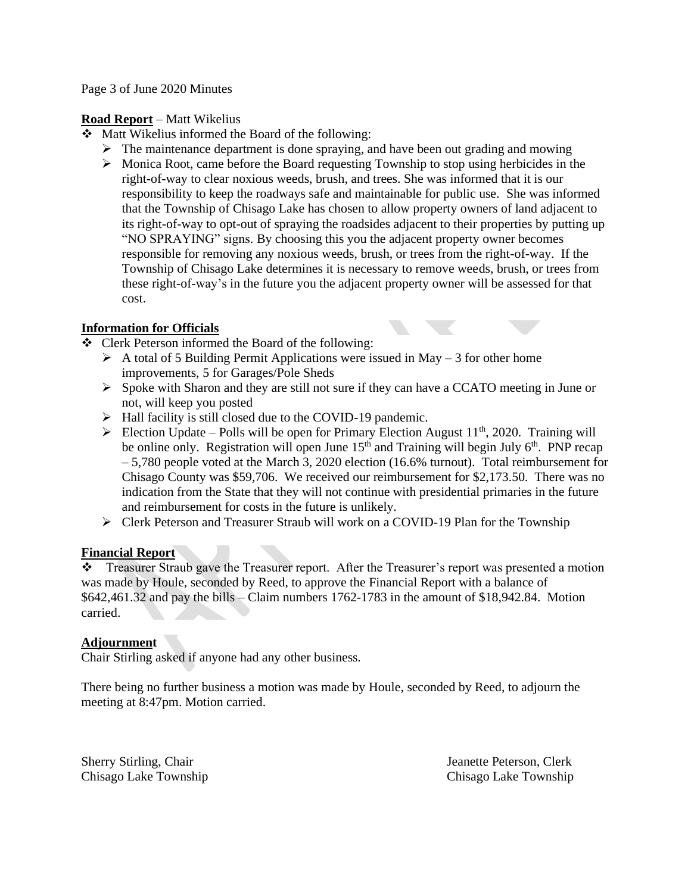Page 3 of June 2020 Minutes

**Road Report** – Matt Wikelius

- Matt Wikelius informed the Board of the following:
  - The maintenance department is done spraying, and have been out grading and mowing
  - Monica Root, came before the Board requesting Township to stop using herbicides in the right-of-way to clear noxious weeds, brush, and trees. She was informed that it is our responsibility to keep the roadways safe and maintainable for public use. She was informed that the Township of Chisago Lake has chosen to allow property owners of land adjacent to its right-of-way to opt-out of spraying the roadsides adjacent to their properties by putting up "NO SPRAYING" signs. By choosing this you the adjacent property owner becomes responsible for removing any noxious weeds, brush, or trees from the right-of-way. If the Township of Chisago Lake determines it is necessary to remove weeds, brush, or trees from these right-of-way's in the future you the adjacent property owner will be assessed for that cost.

**Information for Officials**

- Clerk Peterson informed the Board of the following:
  - A total of 5 Building Permit Applications were issued in May – 3 for other home improvements, 5 for Garages/Pole Sheds
  - Spoke with Sharon and they are still not sure if they can have a CCATO meeting in June or not, will keep you posted
  - Hall facility is still closed due to the COVID-19 pandemic.
  - Election Update – Polls will be open for Primary Election August 11th, 2020. Training will be online only. Registration will open June 15th and Training will begin July 6th. PNP recap – 5,780 people voted at the March 3, 2020 election (16.6% turnout). Total reimbursement for Chisago County was $59,706. We received our reimbursement for $2,173.50. There was no indication from the State that they will not continue with presidential primaries in the future and reimbursement for costs in the future is unlikely.
  - Clerk Peterson and Treasurer Straub will work on a COVID-19 Plan for the Township

**Financial Report**

- Treasurer Straub gave the Treasurer report. After the Treasurer's report was presented a motion was made by Houle, seconded by Reed, to approve the Financial Report with a balance of $642,461.32 and pay the bills – Claim numbers 1762-1783 in the amount of $18,942.84. Motion carried.

**Adjournment**

Chair Stirling asked if anyone had any other business.

There being no further business a motion was made by Houle, seconded by Reed, to adjourn the meeting at 8:47pm. Motion carried.

Sherry Stirling, Chair
Chisago Lake Township

Jeanette Peterson, Clerk
Chisago Lake Township